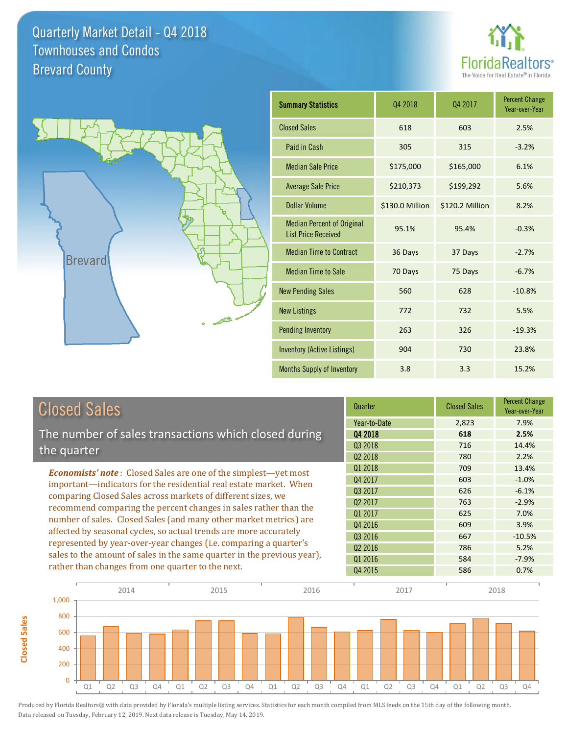# Quarterly Market Detail - Q4 2018
## Townhouses and Condos
## Brevard County

FloridaRealtors® The Voice for Real Estate® in Florida

Brevard

| Summary Statistics | Q4 2018 | Q4 2017 | Percent Change Year-over-Year |
|---|---|---|---|
| Closed Sales | 618 | 603 | 2.5% |
| Paid in Cash | 305 | 315 | -3.2% |
| Median Sale Price | $175,000 | $165,000 | 6.1% |
| Average Sale Price | $210,373 | $199,292 | 5.6% |
| Dollar Volume | $130.0 Million | $120.2 Million | 8.2% |
| Median Percent of Original List Price Received | 95.1% | 95.4% | -0.3% |
| Median Time to Contract | 36 Days | 37 Days | -2.7% |
| Median Time to Sale | 70 Days | 75 Days | -6.7% |
| New Pending Sales | 560 | 628 | -10.8% |
| New Listings | 772 | 732 | 5.5% |
| Pending Inventory | 263 | 326 | -19.3% |
| Inventory (Active Listings) | 904 | 730 | 23.8% |
| Months Supply of Inventory | 3.8 | 3.3 | 15.2% |

## Closed Sales

The number of sales transactions which closed during the quarter

*Economists' note*: Closed Sales are one of the simplest—yet most important—indicators for the residential real estate market. When comparing Closed Sales across markets of different sizes, we recommend comparing the percent changes in sales rather than the number of sales. Closed Sales (and many other market metrics) are affected by seasonal cycles, so actual trends are more accurately represented by year-over-year changes (i.e. comparing a quarter's sales to the amount of sales in the same quarter in the previous year), rather than changes from one quarter to the next.

| Quarter | Closed Sales | Percent Change Year-over-Year |
|---|---|---|
| Year-to-Date | 2,823 | 7.9% |
| **Q4 2018** | **618** | **2.5%** |
| Q3 2018 | 716 | 14.4% |
| Q2 2018 | 780 | 2.2% |
| Q1 2018 | 709 | 13.4% |
| Q4 2017 | 603 | -1.0% |
| Q3 2017 | 626 | -6.1% |
| Q2 2017 | 763 | -2.9% |
| Q1 2017 | 625 | 7.0% |
| Q4 2016 | 609 | 3.9% |
| Q3 2016 | 667 | -10.5% |
| Q2 2016 | 786 | 5.2% |
| Q1 2016 | 584 | -7.9% |
| Q4 2015 | 586 | 0.7% |

Produced by Florida Realtors® with data provided by Florida's multiple listing services. Statistics for each month compiled from MLS feeds on the 15th day of the following month. Data released on Tuesday, February 12, 2019. Next data release is Tuesday, May 14, 2019.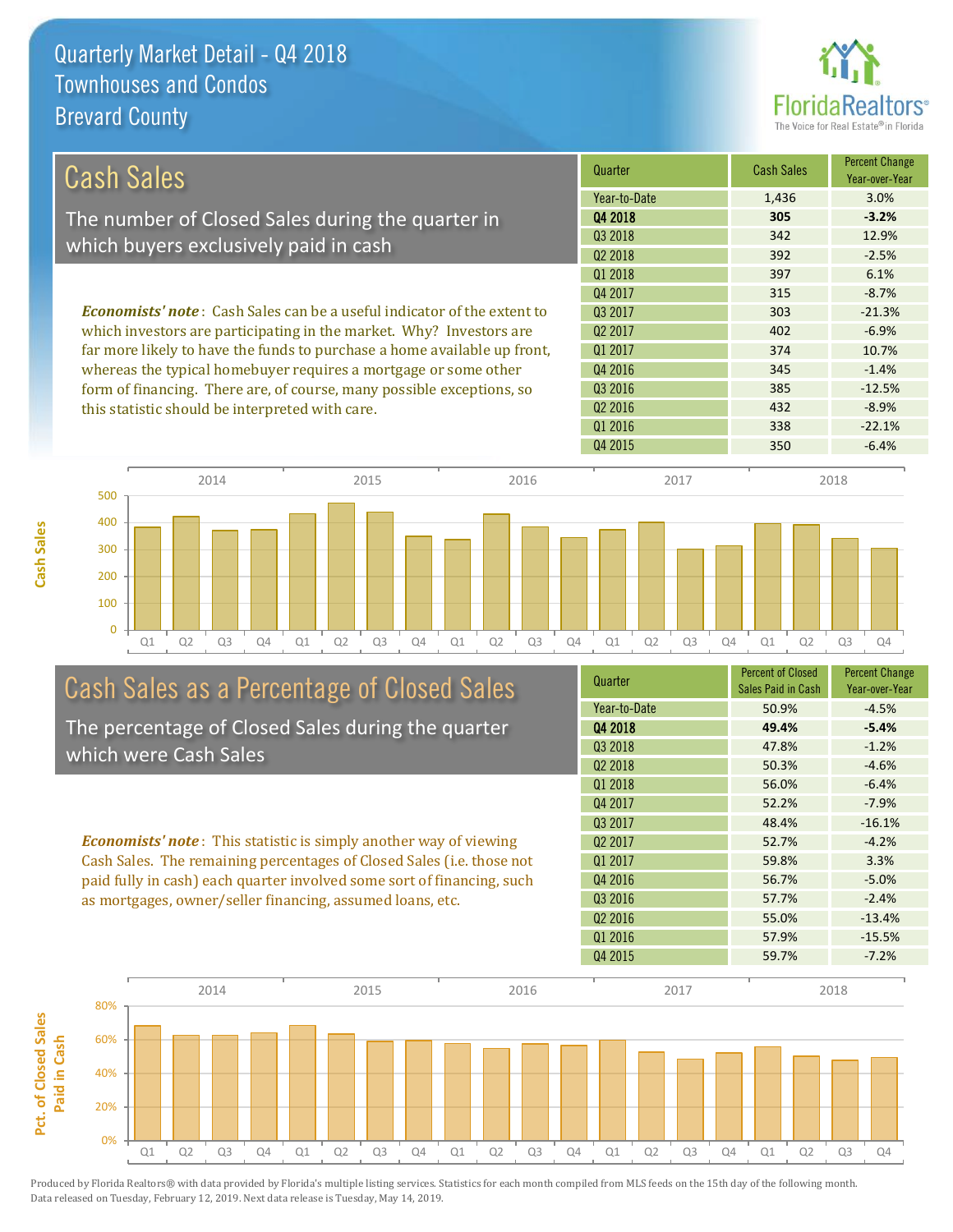# Quarterly Market Detail - Q4 2018
## Townhouses and Condos
## Brevard County

## Cash Sales

The number of Closed Sales during the quarter in which buyers exclusively paid in cash

***Economists' note***: Cash Sales can be a useful indicator of the extent to which investors are participating in the market. Why? Investors are far more likely to have the funds to purchase a home available up front, whereas the typical homebuyer requires a mortgage or some other form of financing. There are, of course, many possible exceptions, so this statistic should be interpreted with care.

| Quarter | Cash Sales | Percent Change Year-over-Year |
|---|---|---|
| Year-to-Date | 1,436 | 3.0% |
| **Q4 2018** | **305** | **-3.2%** |
| Q3 2018 | 342 | 12.9% |
| Q2 2018 | 392 | -2.5% |
| Q1 2018 | 397 | 6.1% |
| Q4 2017 | 315 | -8.7% |
| Q3 2017 | 303 | -21.3% |
| Q2 2017 | 402 | -6.9% |
| Q1 2017 | 374 | 10.7% |
| Q4 2016 | 345 | -1.4% |
| Q3 2016 | 385 | -12.5% |
| Q2 2016 | 432 | -8.9% |
| Q1 2016 | 338 | -22.1% |
| Q4 2015 | 350 | -6.4% |

## Cash Sales as a Percentage of Closed Sales

The percentage of Closed Sales during the quarter which were Cash Sales

***Economists' note***: This statistic is simply another way of viewing Cash Sales. The remaining percentages of Closed Sales (i.e. those not paid fully in cash) each quarter involved some sort of financing, such as mortgages, owner/seller financing, assumed loans, etc.

| Quarter | Percent of Closed Sales Paid in Cash | Percent Change Year-over-Year |
|---|---|---|
| Year-to-Date | 50.9% | -4.5% |
| **Q4 2018** | **49.4%** | **-5.4%** |
| Q3 2018 | 47.8% | -1.2% |
| Q2 2018 | 50.3% | -4.6% |
| Q1 2018 | 56.0% | -6.4% |
| Q4 2017 | 52.2% | -7.9% |
| Q3 2017 | 48.4% | -16.1% |
| Q2 2017 | 52.7% | -4.2% |
| Q1 2017 | 59.8% | 3.3% |
| Q4 2016 | 56.7% | -5.0% |
| Q3 2016 | 57.7% | -2.4% |
| Q2 2016 | 55.0% | -13.4% |
| Q1 2016 | 57.9% | -15.5% |
| Q4 2015 | 59.7% | -7.2% |

Produced by Florida Realtors® with data provided by Florida's multiple listing services. Statistics for each month compiled from MLS feeds on the 15th day of the following month. Data released on Tuesday, February 12, 2019. Next data release is Tuesday, May 14, 2019.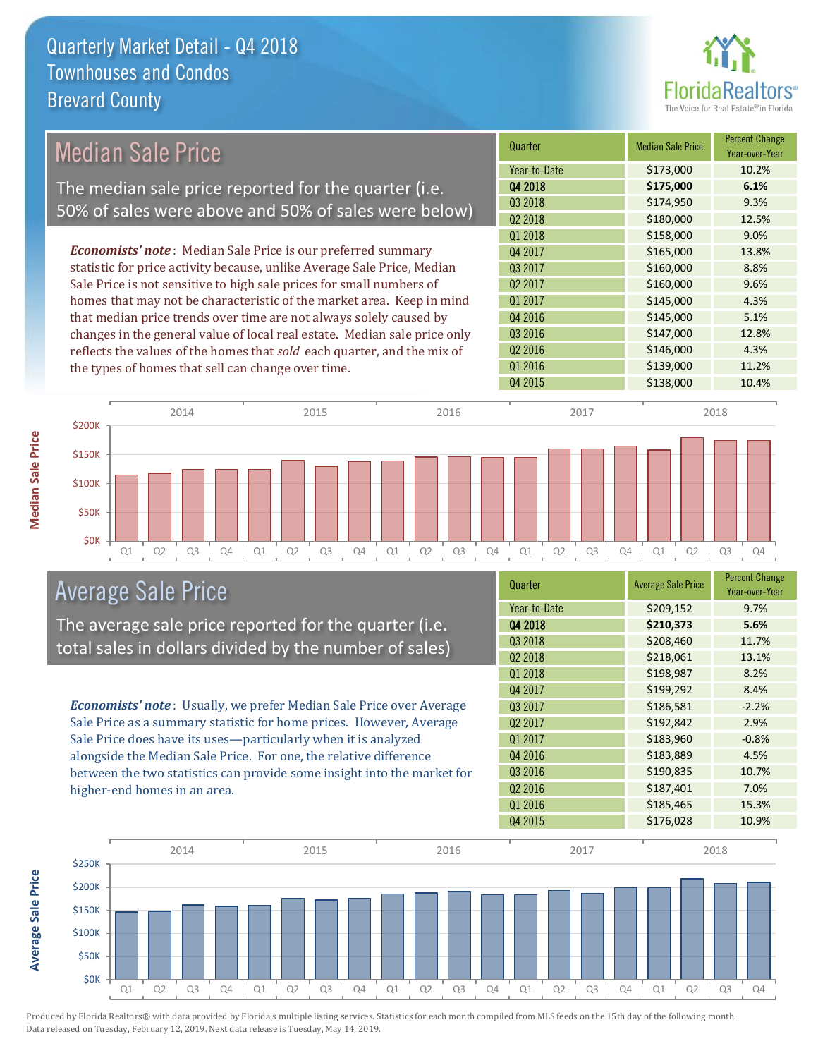# Quarterly Market Detail - Q4 2018
## Townhouses and Condos
## Brevard County

## Median Sale Price

The median sale price reported for the quarter (i.e. 50% of sales were above and 50% of sales were below)

***Economists' note***: Median Sale Price is our preferred summary statistic for price activity because, unlike Average Sale Price, Median Sale Price is not sensitive to high sale prices for small numbers of homes that may not be characteristic of the market area. Keep in mind that median price trends over time are not always solely caused by changes in the general value of local real estate. Median sale price only reflects the values of the homes that *sold* each quarter, and the mix of the types of homes that sell can change over time.

| Quarter | Median Sale Price | Percent Change Year-over-Year |
|---|---|---|
| Year-to-Date | $173,000 | 10.2% |
| **Q4 2018** | **$175,000** | **6.1%** |
| Q3 2018 | $174,950 | 9.3% |
| Q2 2018 | $180,000 | 12.5% |
| Q1 2018 | $158,000 | 9.0% |
| Q4 2017 | $165,000 | 13.8% |
| Q3 2017 | $160,000 | 8.8% |
| Q2 2017 | $160,000 | 9.6% |
| Q1 2017 | $145,000 | 4.3% |
| Q4 2016 | $145,000 | 5.1% |
| Q3 2016 | $147,000 | 12.8% |
| Q2 2016 | $146,000 | 4.3% |
| Q1 2016 | $139,000 | 11.2% |
| Q4 2015 | $138,000 | 10.4% |

## Average Sale Price

The average sale price reported for the quarter (i.e. total sales in dollars divided by the number of sales)

***Economists' note***: Usually, we prefer Median Sale Price over Average Sale Price as a summary statistic for home prices. However, Average Sale Price does have its uses—particularly when it is analyzed alongside the Median Sale Price. For one, the relative difference between the two statistics can provide some insight into the market for higher-end homes in an area.

| Quarter | Average Sale Price | Percent Change Year-over-Year |
|---|---|---|
| Year-to-Date | $209,152 | 9.7% |
| **Q4 2018** | **$210,373** | **5.6%** |
| Q3 2018 | $208,460 | 11.7% |
| Q2 2018 | $218,061 | 13.1% |
| Q1 2018 | $198,987 | 8.2% |
| Q4 2017 | $199,292 | 8.4% |
| Q3 2017 | $186,581 | -2.2% |
| Q2 2017 | $192,842 | 2.9% |
| Q1 2017 | $183,960 | -0.8% |
| Q4 2016 | $183,889 | 4.5% |
| Q3 2016 | $190,835 | 10.7% |
| Q2 2016 | $187,401 | 7.0% |
| Q1 2016 | $185,465 | 15.3% |
| Q4 2015 | $176,028 | 10.9% |

Produced by Florida Realtors® with data provided by Florida's multiple listing services. Statistics for each month compiled from MLS feeds on the 15th day of the following month. Data released on Tuesday, February 12, 2019. Next data release is Tuesday, May 14, 2019.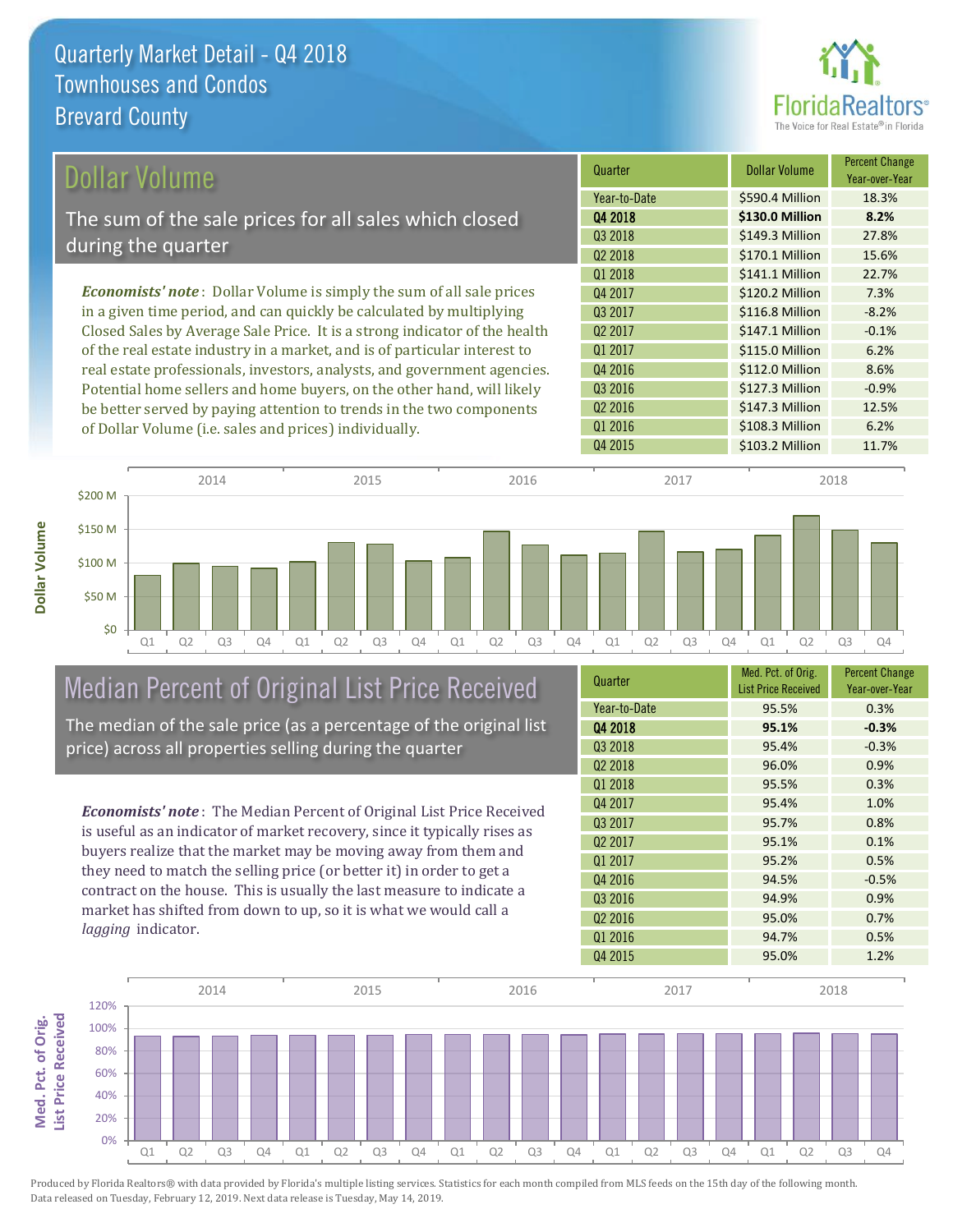# Quarterly Market Detail - Q4 2018
## Townhouses and Condos
## Brevard County

## Dollar Volume

The sum of the sale prices for all sales which closed during the quarter

*Economists' note*: Dollar Volume is simply the sum of all sale prices in a given time period, and can quickly be calculated by multiplying Closed Sales by Average Sale Price. It is a strong indicator of the health of the real estate industry in a market, and is of particular interest to real estate professionals, investors, analysts, and government agencies. Potential home sellers and home buyers, on the other hand, will likely be better served by paying attention to trends in the two components of Dollar Volume (i.e. sales and prices) individually.

| Quarter | Dollar Volume | Percent Change Year-over-Year |
|---|---|---|
| Year-to-Date | $590.4 Million | 18.3% |
| **Q4 2018** | **$130.0 Million** | **8.2%** |
| Q3 2018 | $149.3 Million | 27.8% |
| Q2 2018 | $170.1 Million | 15.6% |
| Q1 2018 | $141.1 Million | 22.7% |
| Q4 2017 | $120.2 Million | 7.3% |
| Q3 2017 | $116.8 Million | -8.2% |
| Q2 2017 | $147.1 Million | -0.1% |
| Q1 2017 | $115.0 Million | 6.2% |
| Q4 2016 | $112.0 Million | 8.6% |
| Q3 2016 | $127.3 Million | -0.9% |
| Q2 2016 | $147.3 Million | 12.5% |
| Q1 2016 | $108.3 Million | 6.2% |
| Q4 2015 | $103.2 Million | 11.7% |

## Median Percent of Original List Price Received

The median of the sale price (as a percentage of the original list price) across all properties selling during the quarter

*Economists' note*: The Median Percent of Original List Price Received is useful as an indicator of market recovery, since it typically rises as buyers realize that the market may be moving away from them and they need to match the selling price (or better it) in order to get a contract on the house. This is usually the last measure to indicate a market has shifted from down to up, so it is what we would call a *lagging* indicator.

| Quarter | Med. Pct. of Orig. List Price Received | Percent Change Year-over-Year |
|---|---|---|
| Year-to-Date | 95.5% | 0.3% |
| **Q4 2018** | **95.1%** | **-0.3%** |
| Q3 2018 | 95.4% | -0.3% |
| Q2 2018 | 96.0% | 0.9% |
| Q1 2018 | 95.5% | 0.3% |
| Q4 2017 | 95.4% | 1.0% |
| Q3 2017 | 95.7% | 0.8% |
| Q2 2017 | 95.1% | 0.1% |
| Q1 2017 | 95.2% | 0.5% |
| Q4 2016 | 94.5% | -0.5% |
| Q3 2016 | 94.9% | 0.9% |
| Q2 2016 | 95.0% | 0.7% |
| Q1 2016 | 94.7% | 0.5% |
| Q4 2015 | 95.0% | 1.2% |

Produced by Florida Realtors® with data provided by Florida's multiple listing services. Statistics for each month compiled from MLS feeds on the 15th day of the following month. Data released on Tuesday, February 12, 2019. Next data release is Tuesday, May 14, 2019.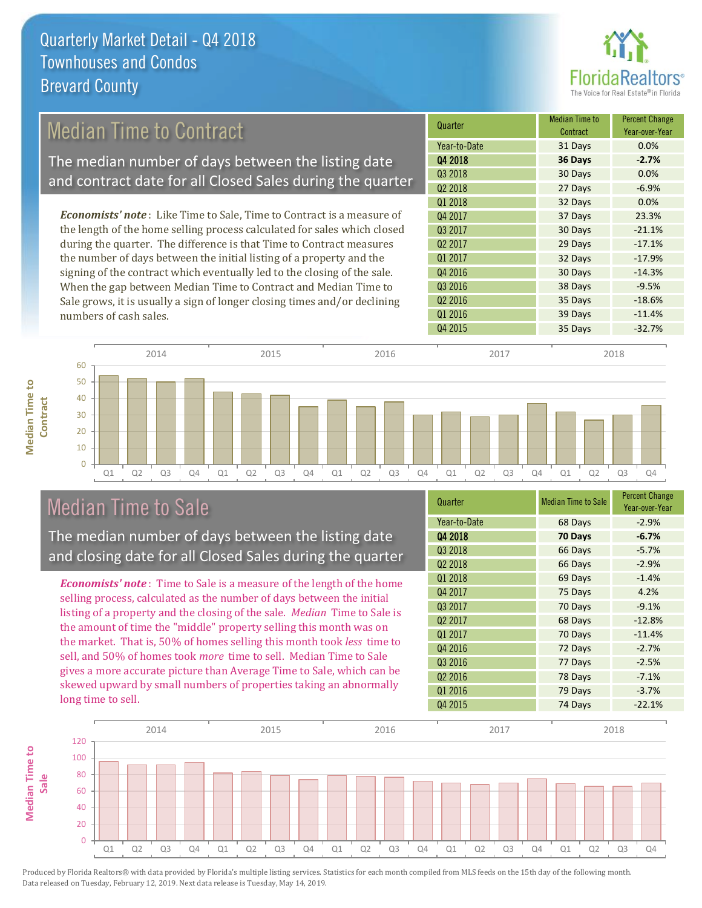# Quarterly Market Detail - Q4 2018
## Townhouses and Condos
## Brevard County

## Median Time to Contract

The median number of days between the listing date and contract date for all Closed Sales during the quarter

*Economists' note*: Like Time to Sale, Time to Contract is a measure of the length of the home selling process calculated for sales which closed during the quarter. The difference is that Time to Contract measures the number of days between the initial listing of a property and the signing of the contract which eventually led to the closing of the sale. When the gap between Median Time to Contract and Median Time to Sale grows, it is usually a sign of longer closing times and/or declining numbers of cash sales.

| Quarter | Median Time to Contract | Percent Change Year-over-Year |
|---|---|---|
| Year-to-Date | 31 Days | 0.0% |
| **Q4 2018** | **36 Days** | **-2.7%** |
| Q3 2018 | 30 Days | 0.0% |
| Q2 2018 | 27 Days | -6.9% |
| Q1 2018 | 32 Days | 0.0% |
| Q4 2017 | 37 Days | 23.3% |
| Q3 2017 | 30 Days | -21.1% |
| Q2 2017 | 29 Days | -17.1% |
| Q1 2017 | 32 Days | -17.9% |
| Q4 2016 | 30 Days | -14.3% |
| Q3 2016 | 38 Days | -9.5% |
| Q2 2016 | 35 Days | -18.6% |
| Q1 2016 | 39 Days | -11.4% |
| Q4 2015 | 35 Days | -32.7% |

## Median Time to Sale

The median number of days between the listing date and closing date for all Closed Sales during the quarter

*Economists' note*: Time to Sale is a measure of the length of the home selling process, calculated as the number of days between the initial listing of a property and the closing of the sale. *Median* Time to Sale is the amount of time the "middle" property selling this month was on the market. That is, 50% of homes selling this month took *less* time to sell, and 50% of homes took *more* time to sell. Median Time to Sale gives a more accurate picture than Average Time to Sale, which can be skewed upward by small numbers of properties taking an abnormally long time to sell.

| Quarter | Median Time to Sale | Percent Change Year-over-Year |
|---|---|---|
| Year-to-Date | 68 Days | -2.9% |
| **Q4 2018** | **70 Days** | **-6.7%** |
| Q3 2018 | 66 Days | -5.7% |
| Q2 2018 | 66 Days | -2.9% |
| Q1 2018 | 69 Days | -1.4% |
| Q4 2017 | 75 Days | 4.2% |
| Q3 2017 | 70 Days | -9.1% |
| Q2 2017 | 68 Days | -12.8% |
| Q1 2017 | 70 Days | -11.4% |
| Q4 2016 | 72 Days | -2.7% |
| Q3 2016 | 77 Days | -2.5% |
| Q2 2016 | 78 Days | -7.1% |
| Q1 2016 | 79 Days | -3.7% |
| Q4 2015 | 74 Days | -22.1% |

Produced by Florida Realtors® with data provided by Florida's multiple listing services. Statistics for each month compiled from MLS feeds on the 15th day of the following month. Data released on Tuesday, February 12, 2019. Next data release is Tuesday, May 14, 2019.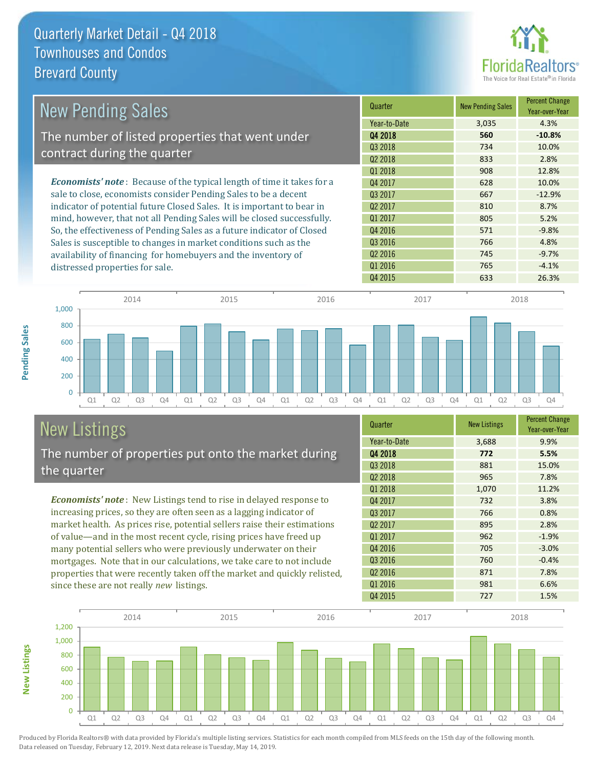# Quarterly Market Detail - Q4 2018
## Townhouses and Condos
## Brevard County

## New Pending Sales

The number of listed properties that went under contract during the quarter

*Economists' note*: Because of the typical length of time it takes for a sale to close, economists consider Pending Sales to be a decent indicator of potential future Closed Sales. It is important to bear in mind, however, that not all Pending Sales will be closed successfully. So, the effectiveness of Pending Sales as a future indicator of Closed Sales is susceptible to changes in market conditions such as the availability of financing for homebuyers and the inventory of distressed properties for sale.

| Quarter | New Pending Sales | Percent Change Year-over-Year |
|---|---|---|
| Year-to-Date | 3,035 | 4.3% |
| **Q4 2018** | **560** | **-10.8%** |
| Q3 2018 | 734 | 10.0% |
| Q2 2018 | 833 | 2.8% |
| Q1 2018 | 908 | 12.8% |
| Q4 2017 | 628 | 10.0% |
| Q3 2017 | 667 | -12.9% |
| Q2 2017 | 810 | 8.7% |
| Q1 2017 | 805 | 5.2% |
| Q4 2016 | 571 | -9.8% |
| Q3 2016 | 766 | 4.8% |
| Q2 2016 | 745 | -9.7% |
| Q1 2016 | 765 | -4.1% |
| Q4 2015 | 633 | 26.3% |

## New Listings

The number of properties put onto the market during the quarter

*Economists' note*: New Listings tend to rise in delayed response to increasing prices, so they are often seen as a lagging indicator of market health. As prices rise, potential sellers raise their estimations of value—and in the most recent cycle, rising prices have freed up many potential sellers who were previously underwater on their mortgages. Note that in our calculations, we take care to not include properties that were recently taken off the market and quickly relisted, since these are not really *new* listings.

| Quarter | New Listings | Percent Change Year-over-Year |
|---|---|---|
| Year-to-Date | 3,688 | 9.9% |
| **Q4 2018** | **772** | **5.5%** |
| Q3 2018 | 881 | 15.0% |
| Q2 2018 | 965 | 7.8% |
| Q1 2018 | 1,070 | 11.2% |
| Q4 2017 | 732 | 3.8% |
| Q3 2017 | 766 | 0.8% |
| Q2 2017 | 895 | 2.8% |
| Q1 2017 | 962 | -1.9% |
| Q4 2016 | 705 | -3.0% |
| Q3 2016 | 760 | -0.4% |
| Q2 2016 | 871 | 7.8% |
| Q1 2016 | 981 | 6.6% |
| Q4 2015 | 727 | 1.5% |

Produced by Florida Realtors® with data provided by Florida's multiple listing services. Statistics for each month compiled from MLS feeds on the 15th day of the following month. Data released on Tuesday, February 12, 2019. Next data release is Tuesday, May 14, 2019.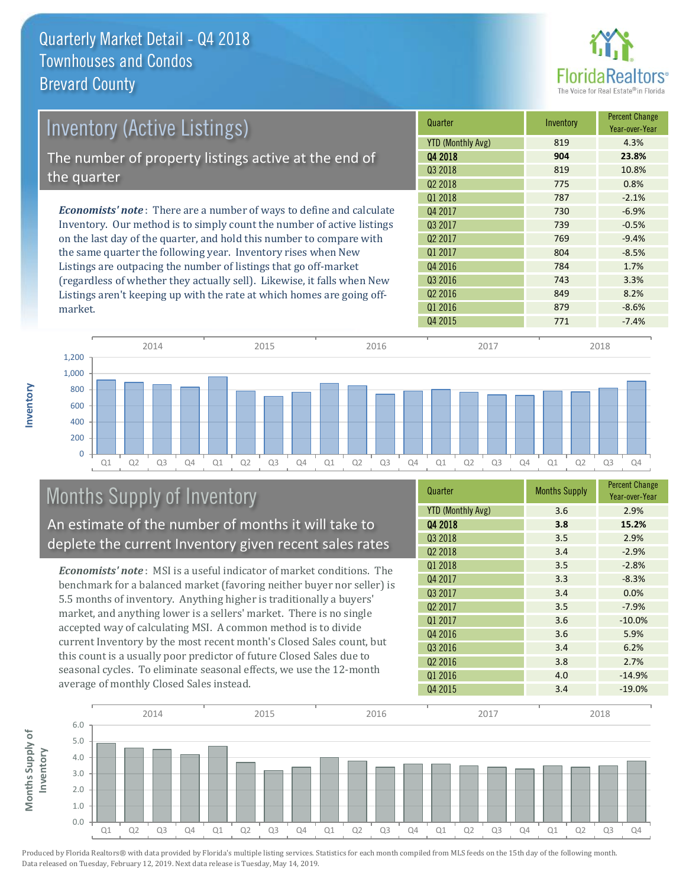# Quarterly Market Detail - Q4 2018
## Townhouses and Condos
## Brevard County

## Inventory (Active Listings)

The number of property listings active at the end of the quarter

*Economists' note*: There are a number of ways to define and calculate Inventory. Our method is to simply count the number of active listings on the last day of the quarter, and hold this number to compare with the same quarter the following year. Inventory rises when New Listings are outpacing the number of listings that go off-market (regardless of whether they actually sell). Likewise, it falls when New Listings aren't keeping up with the rate at which homes are going off-market.

| Quarter | Inventory | Percent Change Year-over-Year |
|---|---|---|
| YTD (Monthly Avg) | 819 | 4.3% |
| **Q4 2018** | **904** | **23.8%** |
| Q3 2018 | 819 | 10.8% |
| Q2 2018 | 775 | 0.8% |
| Q1 2018 | 787 | -2.1% |
| Q4 2017 | 730 | -6.9% |
| Q3 2017 | 739 | -0.5% |
| Q2 2017 | 769 | -9.4% |
| Q1 2017 | 804 | -8.5% |
| Q4 2016 | 784 | 1.7% |
| Q3 2016 | 743 | 3.3% |
| Q2 2016 | 849 | 8.2% |
| Q1 2016 | 879 | -8.6% |
| Q4 2015 | 771 | -7.4% |

## Months Supply of Inventory

An estimate of the number of months it will take to deplete the current Inventory given recent sales rates

*Economists' note*: MSI is a useful indicator of market conditions. The benchmark for a balanced market (favoring neither buyer nor seller) is 5.5 months of inventory. Anything higher is traditionally a buyers' market, and anything lower is a sellers' market. There is no single accepted way of calculating MSI. A common method is to divide current Inventory by the most recent month's Closed Sales count, but this count is a usually poor predictor of future Closed Sales due to seasonal cycles. To eliminate seasonal effects, we use the 12-month average of monthly Closed Sales instead.

| Quarter | Months Supply | Percent Change Year-over-Year |
|---|---|---|
| YTD (Monthly Avg) | 3.6 | 2.9% |
| **Q4 2018** | **3.8** | **15.2%** |
| Q3 2018 | 3.5 | 2.9% |
| Q2 2018 | 3.4 | -2.9% |
| Q1 2018 | 3.5 | -2.8% |
| Q4 2017 | 3.3 | -8.3% |
| Q3 2017 | 3.4 | 0.0% |
| Q2 2017 | 3.5 | -7.9% |
| Q1 2017 | 3.6 | -10.0% |
| Q4 2016 | 3.6 | 5.9% |
| Q3 2016 | 3.4 | 6.2% |
| Q2 2016 | 3.8 | 2.7% |
| Q1 2016 | 4.0 | -14.9% |
| Q4 2015 | 3.4 | -19.0% |

Produced by Florida Realtors® with data provided by Florida's multiple listing services. Statistics for each month compiled from MLS feeds on the 15th day of the following month. Data released on Tuesday, February 12, 2019. Next data release is Tuesday, May 14, 2019.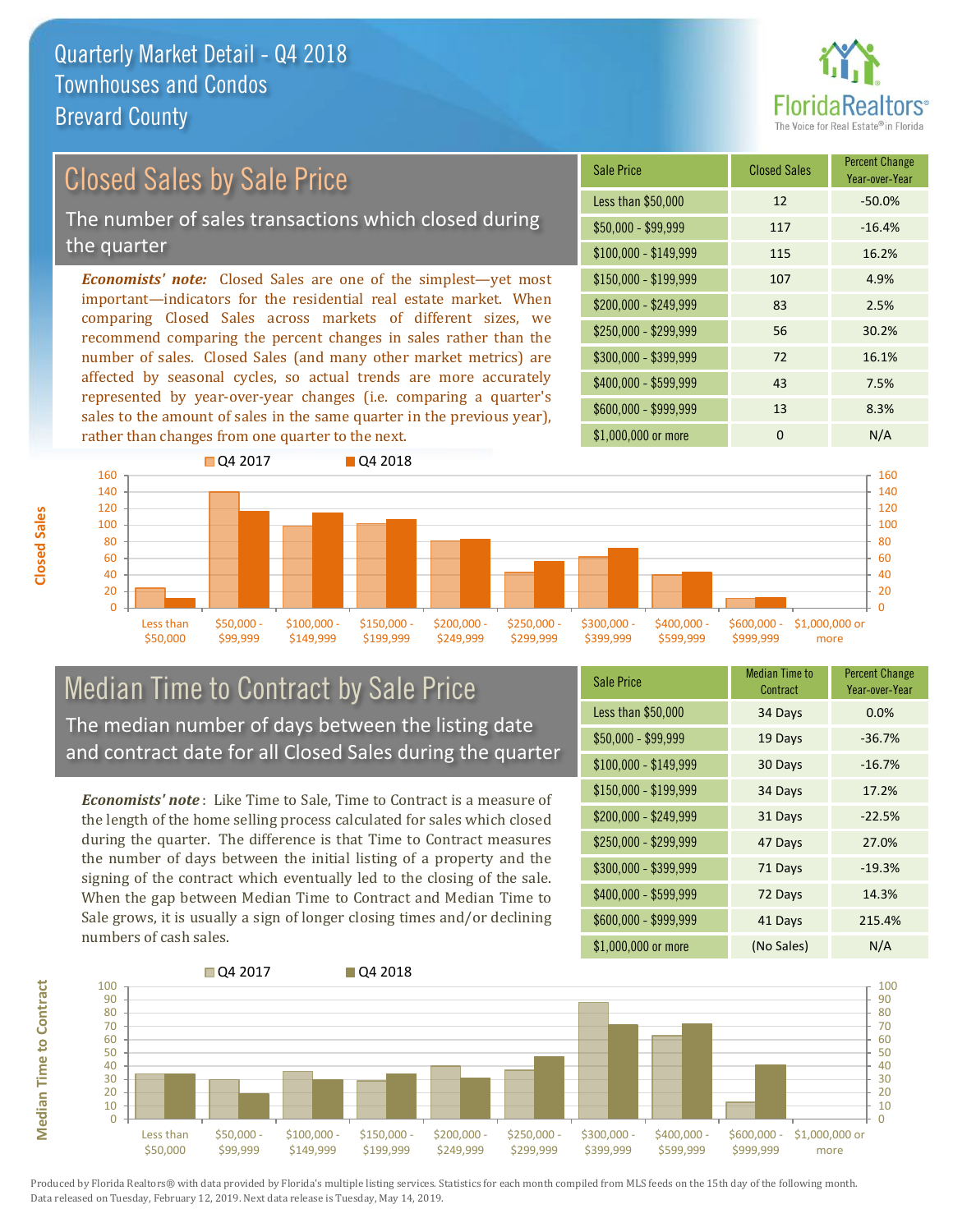# Quarterly Market Detail - Q4 2018
## Townhouses and Condos
## Brevard County

## Closed Sales by Sale Price

The number of sales transactions which closed during the quarter

***Economists' note:*** Closed Sales are one of the simplest—yet most important—indicators for the residential real estate market. When comparing Closed Sales across markets of different sizes, we recommend comparing the percent changes in sales rather than the number of sales. Closed Sales (and many other market metrics) are affected by seasonal cycles, so actual trends are more accurately represented by year-over-year changes (i.e. comparing a quarter's sales to the amount of sales in the same quarter in the previous year), rather than changes from one quarter to the next.

| Sale Price | Closed Sales | Percent Change Year-over-Year |
|---|---|---|
| Less than $50,000 | 12 | -50.0% |
| $50,000 - $99,999 | 117 | -16.4% |
| $100,000 - $149,999 | 115 | 16.2% |
| $150,000 - $199,999 | 107 | 4.9% |
| $200,000 - $249,999 | 83 | 2.5% |
| $250,000 - $299,999 | 56 | 30.2% |
| $300,000 - $399,999 | 72 | 16.1% |
| $400,000 - $599,999 | 43 | 7.5% |
| $600,000 - $999,999 | 13 | 8.3% |
| $1,000,000 or more | 0 | N/A |

## Median Time to Contract by Sale Price

The median number of days between the listing date and contract date for all Closed Sales during the quarter

***Economists' note*** : Like Time to Sale, Time to Contract is a measure of the length of the home selling process calculated for sales which closed during the quarter. The difference is that Time to Contract measures the number of days between the initial listing of a property and the signing of the contract which eventually led to the closing of the sale. When the gap between Median Time to Contract and Median Time to Sale grows, it is usually a sign of longer closing times and/or declining numbers of cash sales.

| Sale Price | Median Time to Contract | Percent Change Year-over-Year |
|---|---|---|
| Less than $50,000 | 34 Days | 0.0% |
| $50,000 - $99,999 | 19 Days | -36.7% |
| $100,000 - $149,999 | 30 Days | -16.7% |
| $150,000 - $199,999 | 34 Days | 17.2% |
| $200,000 - $249,999 | 31 Days | -22.5% |
| $250,000 - $299,999 | 47 Days | 27.0% |
| $300,000 - $399,999 | 71 Days | -19.3% |
| $400,000 - $599,999 | 72 Days | 14.3% |
| $600,000 - $999,999 | 41 Days | 215.4% |
| $1,000,000 or more | (No Sales) | N/A |

Produced by Florida Realtors® with data provided by Florida's multiple listing services. Statistics for each month compiled from MLS feeds on the 15th day of the following month. Data released on Tuesday, February 12, 2019. Next data release is Tuesday, May 14, 2019.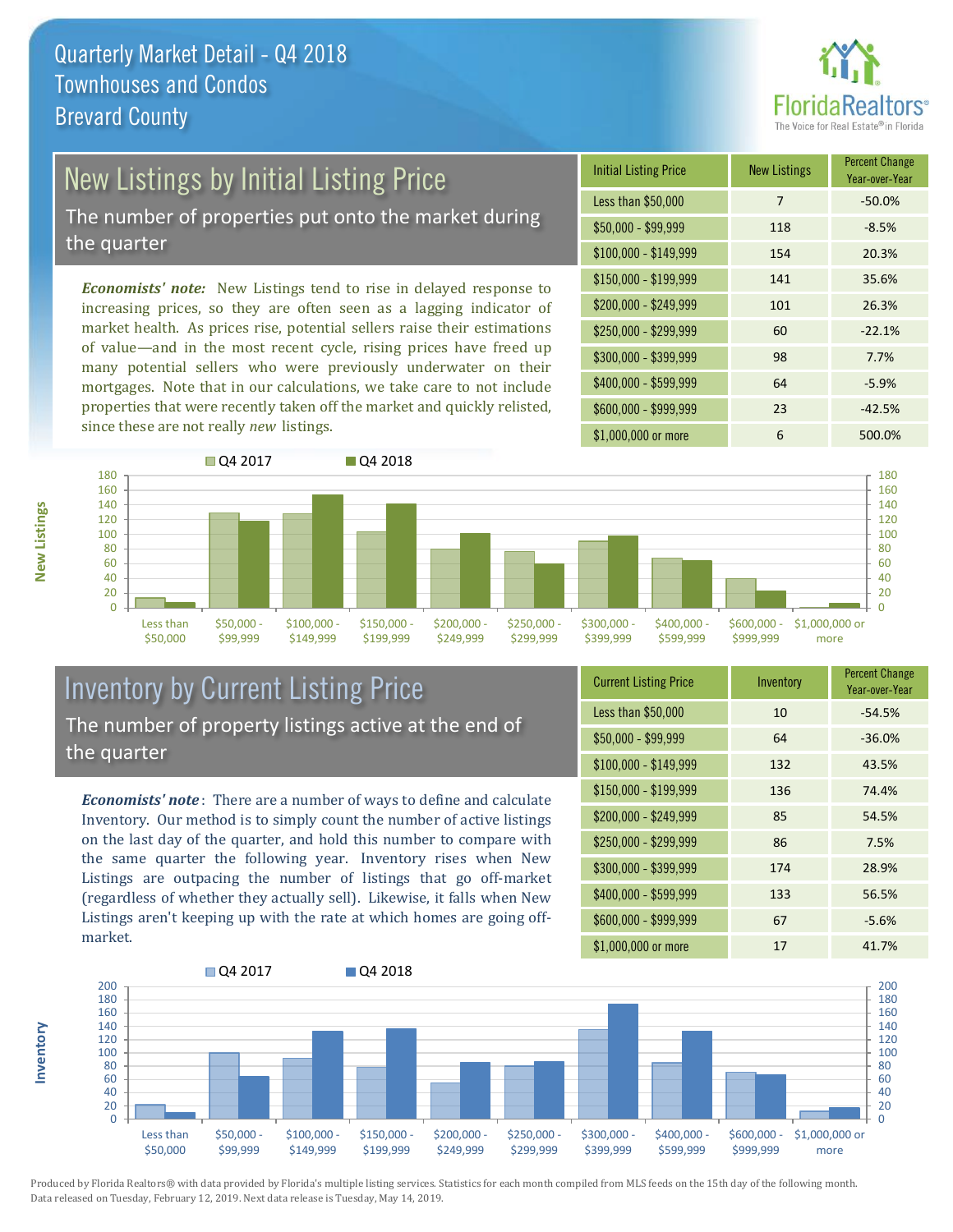# Quarterly Market Detail - Q4 2018
## Townhouses and Condos
## Brevard County

## New Listings by Initial Listing Price

The number of properties put onto the market during the quarter

***Economists' note:*** New Listings tend to rise in delayed response to increasing prices, so they are often seen as a lagging indicator of market health. As prices rise, potential sellers raise their estimations of value—and in the most recent cycle, rising prices have freed up many potential sellers who were previously underwater on their mortgages. Note that in our calculations, we take care to not include properties that were recently taken off the market and quickly relisted, since these are not really *new* listings.

| Initial Listing Price | New Listings | Percent Change Year-over-Year |
|---|---|---|
| Less than $50,000 | 7 | -50.0% |
| $50,000 - $99,999 | 118 | -8.5% |
| $100,000 - $149,999 | 154 | 20.3% |
| $150,000 - $199,999 | 141 | 35.6% |
| $200,000 - $249,999 | 101 | 26.3% |
| $250,000 - $299,999 | 60 | -22.1% |
| $300,000 - $399,999 | 98 | 7.7% |
| $400,000 - $599,999 | 64 | -5.9% |
| $600,000 - $999,999 | 23 | -42.5% |
| $1,000,000 or more | 6 | 500.0% |

## Inventory by Current Listing Price

The number of property listings active at the end of the quarter

***Economists' note***: There are a number of ways to define and calculate Inventory. Our method is to simply count the number of active listings on the last day of the quarter, and hold this number to compare with the same quarter the following year. Inventory rises when New Listings are outpacing the number of listings that go off-market (regardless of whether they actually sell). Likewise, it falls when New Listings aren't keeping up with the rate at which homes are going off-market.

| Current Listing Price | Inventory | Percent Change Year-over-Year |
|---|---|---|
| Less than $50,000 | 10 | -54.5% |
| $50,000 - $99,999 | 64 | -36.0% |
| $100,000 - $149,999 | 132 | 43.5% |
| $150,000 - $199,999 | 136 | 74.4% |
| $200,000 - $249,999 | 85 | 54.5% |
| $250,000 - $299,999 | 86 | 7.5% |
| $300,000 - $399,999 | 174 | 28.9% |
| $400,000 - $599,999 | 133 | 56.5% |
| $600,000 - $999,999 | 67 | -5.6% |
| $1,000,000 or more | 17 | 41.7% |

Produced by Florida Realtors® with data provided by Florida's multiple listing services. Statistics for each month compiled from MLS feeds on the 15th day of the following month. Data released on Tuesday, February 12, 2019. Next data release is Tuesday, May 14, 2019.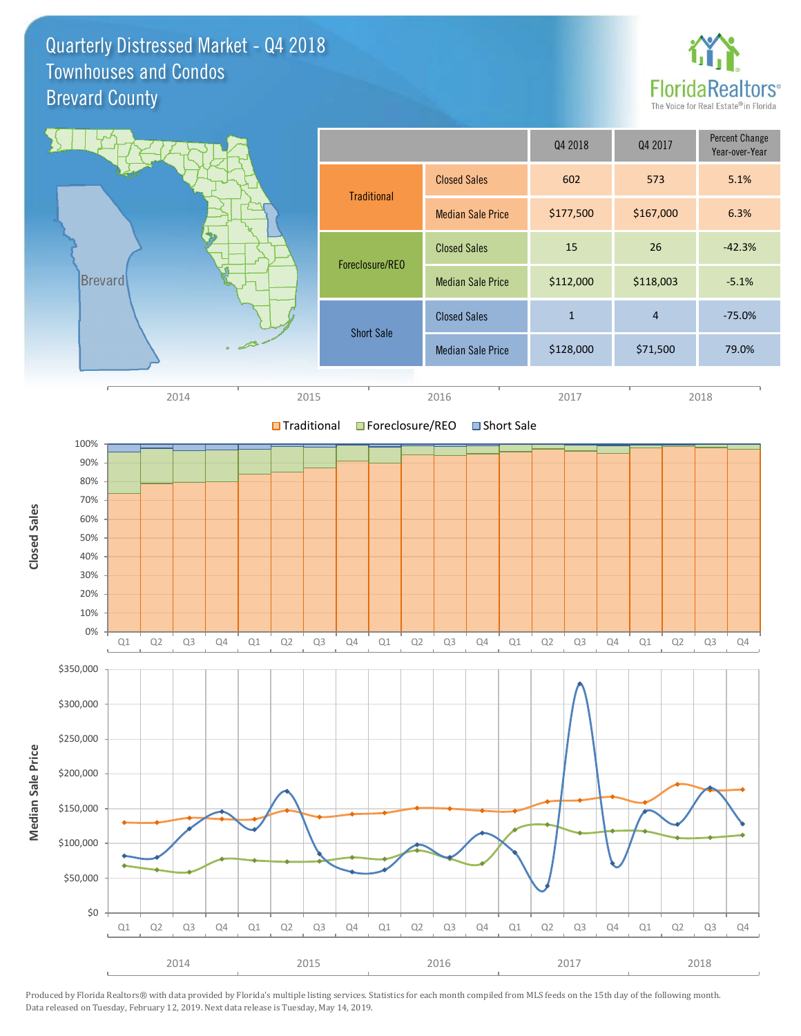# Quarterly Distressed Market - Q4 2018
## Townhouses and Condos
## Brevard County

FloridaRealtors®
The Voice for Real Estate® in Florida

Brevard

| | | Q4 2018 | Q4 2017 | Percent Change Year-over-Year |
|---|---|---|---|---|
| Traditional | Closed Sales | 602 | 573 | 5.1% |
| | Median Sale Price | $177,500 | $167,000 | 6.3% |
| Foreclosure/REO | Closed Sales | 15 | 26 | -42.3% |
| | Median Sale Price | $112,000 | $118,003 | -5.1% |
| Short Sale | Closed Sales | 1 | 4 | -75.0% |
| | Median Sale Price | $128,000 | $71,500 | 79.0% |

2014 2015 2016 2017 2018

Traditional Foreclosure/REO Short Sale

Closed Sales

100% 90% 80% 70% 60% 50% 40% 30% 20% 10% 0%

Q1 Q2 Q3 Q4 Q1 Q2 Q3 Q4 Q1 Q2 Q3 Q4 Q1 Q2 Q3 Q4 Q1 Q2 Q3 Q4

Median Sale Price

$350,000 $300,000 $250,000 $200,000 $150,000 $100,000 $50,000 $0

Q1 Q2 Q3 Q4 Q1 Q2 Q3 Q4 Q1 Q2 Q3 Q4 Q1 Q2 Q3 Q4 Q1 Q2 Q3 Q4

2014 2015 2016 2017 2018

Produced by Florida Realtors® with data provided by Florida's multiple listing services. Statistics for each month compiled from MLS feeds on the 15th day of the following month. Data released on Tuesday, February 12, 2019. Next data release is Tuesday, May 14, 2019.